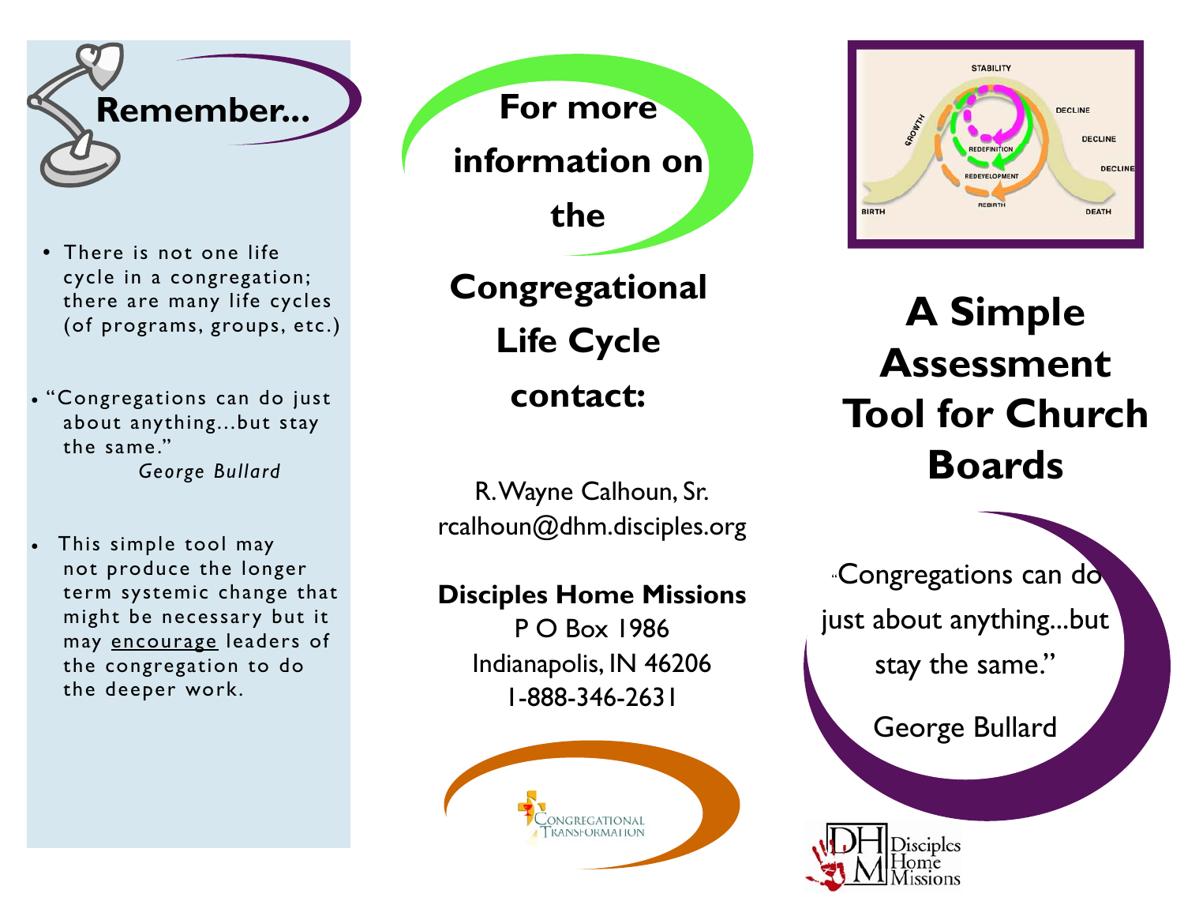## Remember...

- There is not one life cycle in a congregation; there are many life cycles (of programs, groups, etc.)
- "Congregations can do just about anything...but stay the same."
  *George Bullard*
- This simple tool may not produce the longer term systemic change that might be necessary but it may encourage leaders of the congregation to do the deeper work.

## For more information on the Congregational Life Cycle contact:

R. Wayne Calhoun, Sr.
rcalhoun@dhm.disciples.org

**Disciples Home Missions**
P O Box 1986
Indianapolis, IN 46206
1-888-346-2631

Congregational Transformation

STABILITY
GROWTH
DECLINE
DECLINE
DECLINE
REDEFINITION
REDEVELOPMENT
REBIRTH
BIRTH
DEATH

# A Simple Assessment Tool for Church Boards

"Congregations can do just about anything...but stay the same."

George Bullard

Disciples Home Missions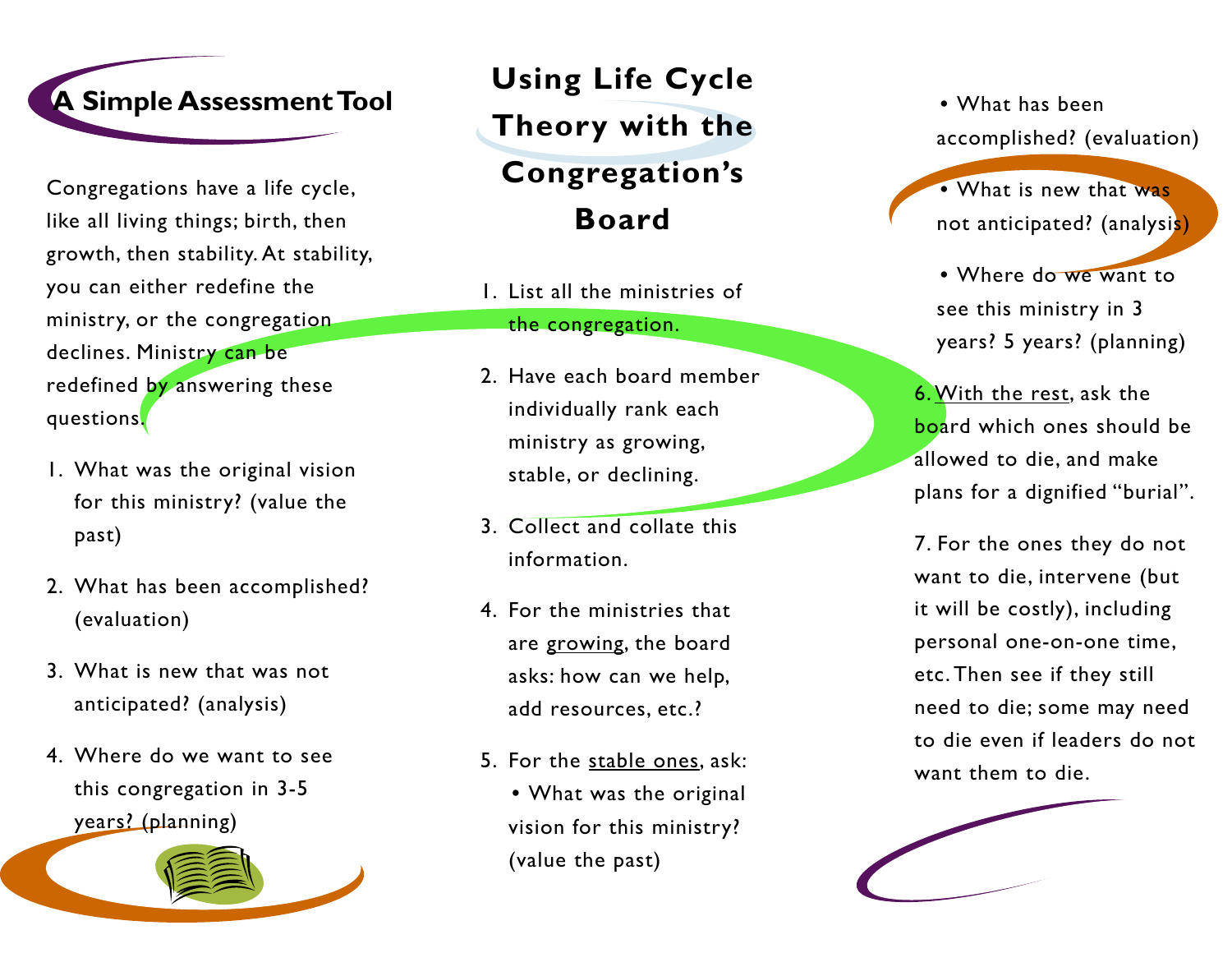## A Simple Assessment Tool

Congregations have a life cycle, like all living things; birth, then growth, then stability. At stability, you can either redefine the ministry, or the congregation declines. Ministry can be redefined by answering these questions.

1. What was the original vision for this ministry? (value the past)
2. What has been accomplished? (evaluation)
3. What is new that was not anticipated? (analysis)
4. Where do we want to see this congregation in 3-5 years? (planning)

## Using Life Cycle Theory with the Congregation's Board

1. List all the ministries of the congregation.
2. Have each board member individually rank each ministry as growing, stable, or declining.
3. Collect and collate this information.
4. For the ministries that are growing, the board asks: how can we help, add resources, etc.?
5. For the stable ones, ask:
   - What was the original vision for this ministry? (value the past)
   - What has been accomplished? (evaluation)
   - What is new that was not anticipated? (analysis)
   - Where do we want to see this ministry in 3 years? 5 years? (planning)

6. With the rest, ask the board which ones should be allowed to die, and make plans for a dignified "burial".

7. For the ones they do not want to die, intervene (but it will be costly), including personal one-on-one time, etc. Then see if they still need to die; some may need to die even if leaders do not want them to die.